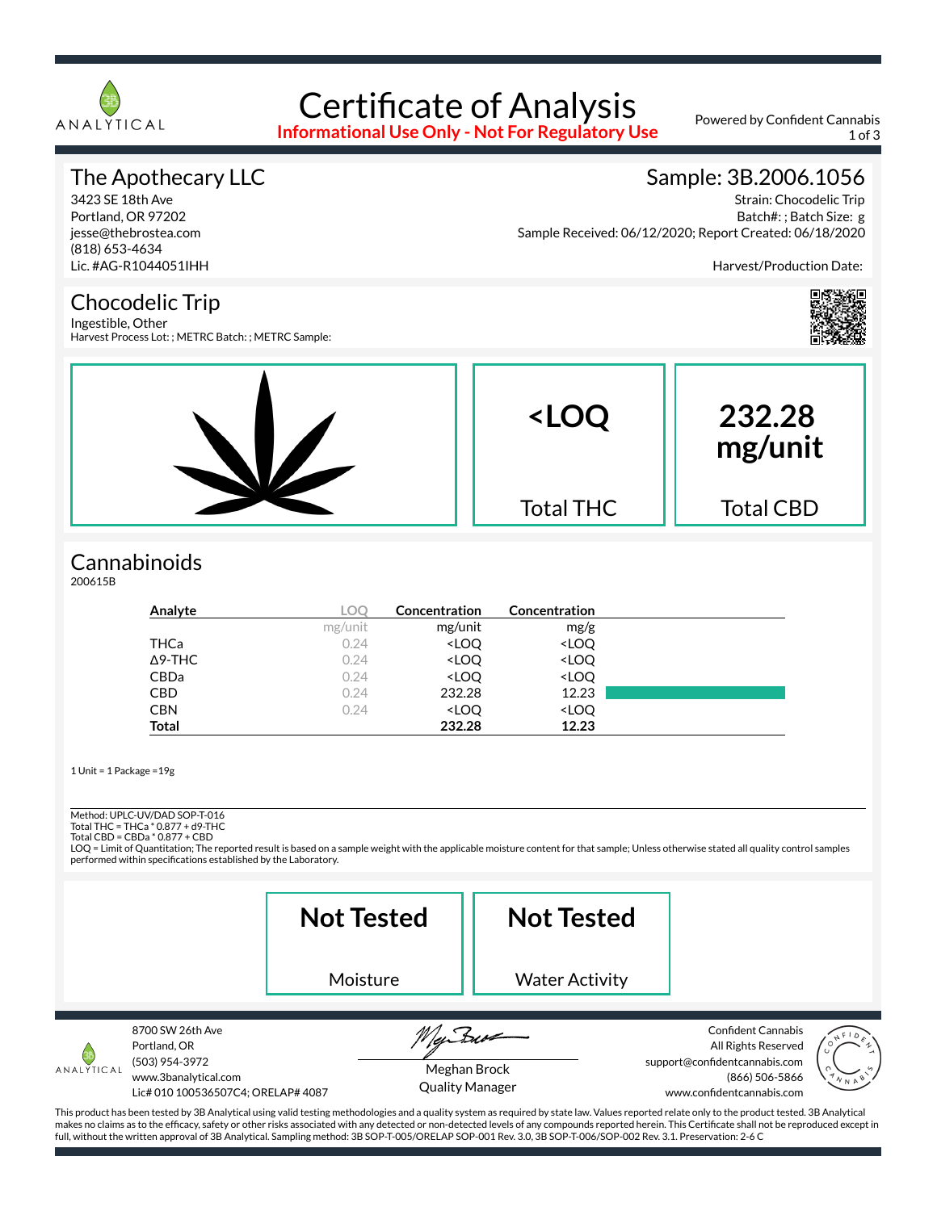# Certificate of Analysis

**Informational Use Only - Not For Regulatory Use**

Powered by Confident Cannabis

## The Apothecary LLC

3423 SE 18th Ave
Portland, OR 97202
jesse@thebrostea.com
(818) 653-4634
Lic. #AG-R1044051IHH

## Sample: 3B.2006.1056

Strain: Chocodelic Trip
Batch#: ; Batch Size: g
Sample Received: 06/12/2020; Report Created: 06/18/2020

Harvest/Production Date:

## Chocodelic Trip

Ingestible, Other
Harvest Process Lot: ; METRC Batch: ; METRC Sample:

| **<LOQ** | **232.28 mg/unit** |
|---|---|
| Total THC | Total CBD |

## Cannabinoids

200615B

| Analyte | LOQ | Concentration | Concentration |
|---|---|---|---|
| | mg/unit | mg/unit | mg/g |
| THCa | 0.24 | <LOQ | <LOQ |
| Δ9-THC | 0.24 | <LOQ | <LOQ |
| CBDa | 0.24 | <LOQ | <LOQ |
| CBD | 0.24 | 232.28 | 12.23 |
| CBN | 0.24 | <LOQ | <LOQ |
| **Total** | | **232.28** | **12.23** |

1 Unit = 1 Package =19g

Method: UPLC-UV/DAD SOP-T-016
Total THC = THCa * 0.877 + d9-THC
Total CBD = CBDa * 0.877 + CBD
LOQ = Limit of Quantitation; The reported result is based on a sample weight with the applicable moisture content for that sample; Unless otherwise stated all quality control samples performed within specifications established by the Laboratory.

| **Not Tested** | **Not Tested** |
|---|---|
| Moisture | Water Activity |

ANALYTICAL
8700 SW 26th Ave
Portland, OR
(503) 954-3972
www.3banalytical.com
Lic# 010 100536507C4; ORELAP# 4087

Meghan Brock
Quality Manager

Confident Cannabis
All Rights Reserved
support@confidentcannabis.com
(866) 506-5866
www.confidentcannabis.com

This product has been tested by 3B Analytical using valid testing methodologies and a quality system as required by state law. Values reported relate only to the product tested. 3B Analytical makes no claims as to the efficacy, safety or other risks associated with any detected or non-detected levels of any compounds reported herein. This Certificate shall not be reproduced except in full, without the written approval of 3B Analytical. Sampling method: 3B SOP-T-005/ORELAP SOP-001 Rev. 3.0, 3B SOP-T-006/SOP-002 Rev. 3.1. Preservation: 2-6 C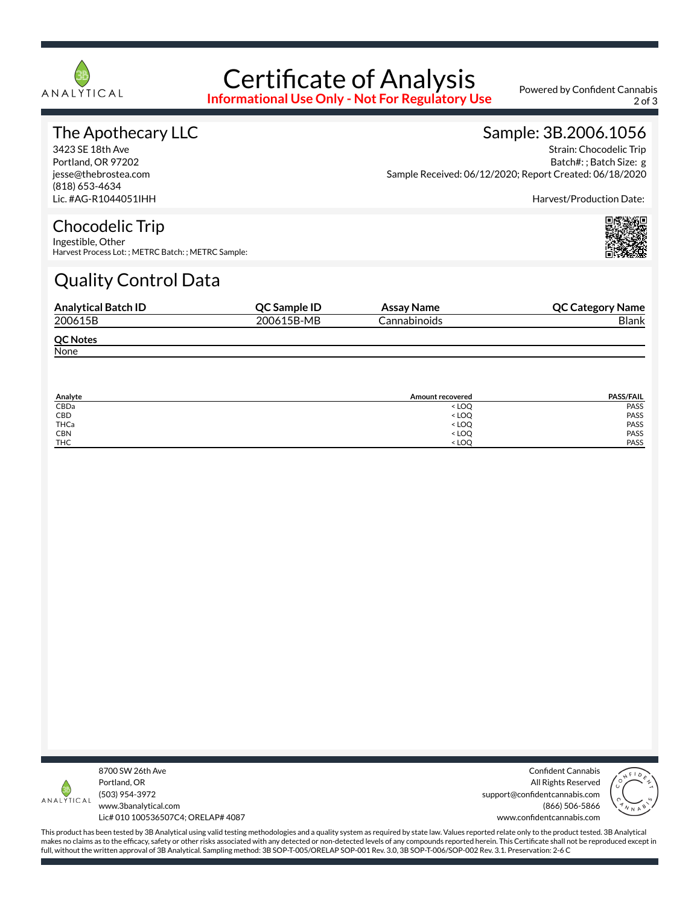# Certificate of Analysis

**Informational Use Only - Not For Regulatory Use**

Powered by Confident Cannabis

## The Apothecary LLC

3423 SE 18th Ave
Portland, OR 97202
jesse@thebrostea.com
(818) 653-4634
Lic. #AG-R1044051IHH

## Sample: 3B.2006.1056

Strain: Chocodelic Trip
Batch#: ; Batch Size: g
Sample Received: 06/12/2020; Report Created: 06/18/2020

Harvest/Production Date:

## Chocodelic Trip

Ingestible, Other
Harvest Process Lot: ; METRC Batch: ; METRC Sample:

## Quality Control Data

| Analytical Batch ID | QC Sample ID | Assay Name | QC Category Name |
|---|---|---|---|
| 200615B | 200615B-MB | Cannabinoids | Blank |

**QC Notes**

None

| Analyte | Amount recovered | PASS/FAIL |
|---|---|---|
| CBDa | < LOQ | PASS |
| CBD | < LOQ | PASS |
| THCa | < LOQ | PASS |
| CBN | < LOQ | PASS |
| THC | < LOQ | PASS |

8700 SW 26th Ave
Portland, OR
(503) 954-3972
www.3banalytical.com
Lic# 010 100536507C4; ORELAP# 4087

Confident Cannabis
All Rights Reserved
support@confidentcannabis.com
(866) 506-5866
www.confidentcannabis.com

This product has been tested by 3B Analytical using valid testing methodologies and a quality system as required by state law. Values reported relate only to the product tested. 3B Analytical makes no claims as to the efficacy, safety or other risks associated with any detected or non-detected levels of any compounds reported herein. This Certificate shall not be reproduced except in full, without the written approval of 3B Analytical. Sampling method: 3B SOP-T-005/ORELAP SOP-001 Rev. 3.0, 3B SOP-T-006/SOP-002 Rev. 3.1. Preservation: 2-6 C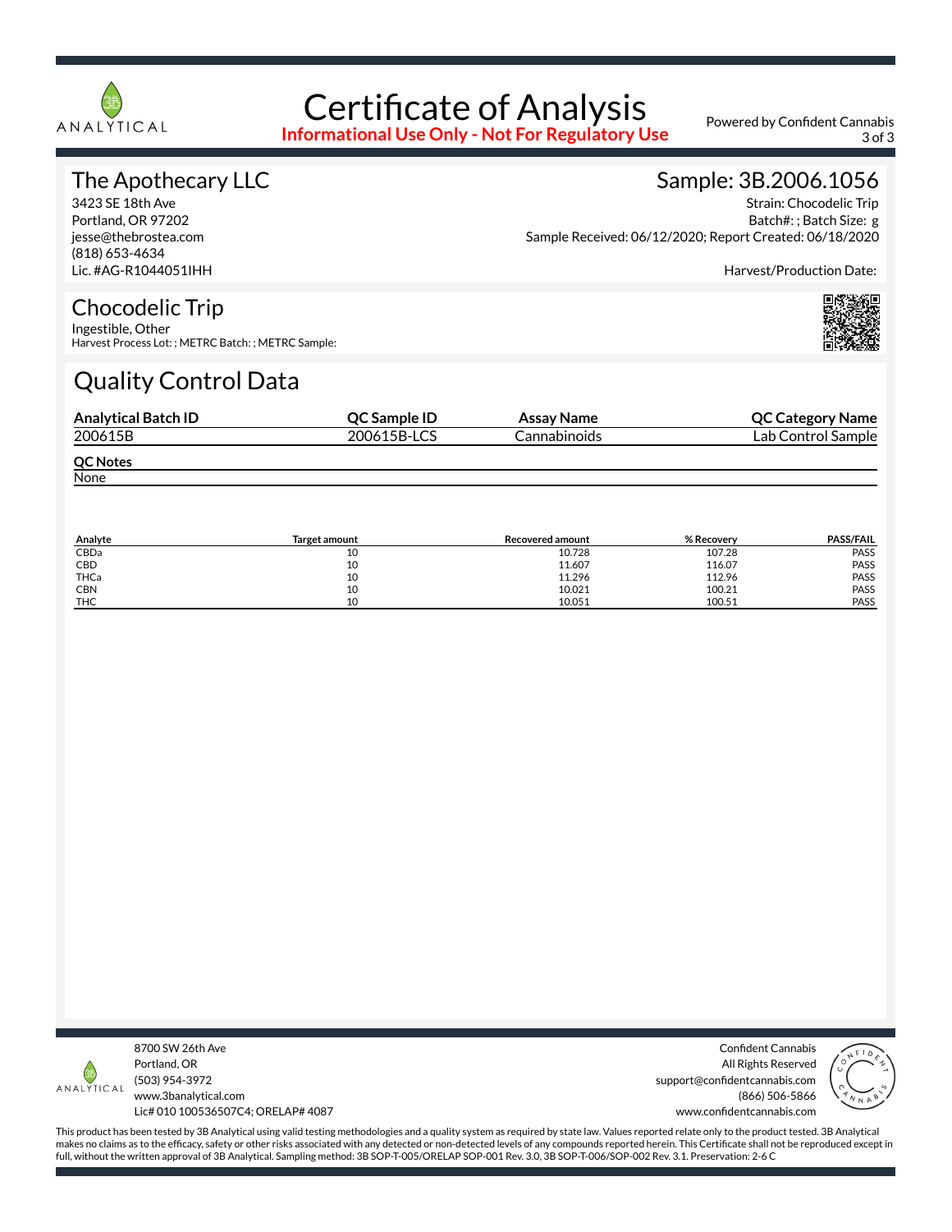# Certificate of Analysis

**Informational Use Only - Not For Regulatory Use**

Powered by Confident Cannabis

## The Apothecary LLC

3423 SE 18th Ave
Portland, OR 97202
jesse@thebrostea.com
(818) 653-4634
Lic. #AG-R1044051IHH

## Sample: 3B.2006.1056

Strain: Chocodelic Trip
Batch#: ; Batch Size: g
Sample Received: 06/12/2020; Report Created: 06/18/2020

Harvest/Production Date:

## Chocodelic Trip

Ingestible, Other
Harvest Process Lot: ; METRC Batch: ; METRC Sample:

# Quality Control Data

| Analytical Batch ID | QC Sample ID | Assay Name | QC Category Name |
|---|---|---|---|
| 200615B | 200615B-LCS | Cannabinoids | Lab Control Sample |

**QC Notes**

None

| Analyte | Target amount | Recovered amount | % Recovery | PASS/FAIL |
|---|---|---|---|---|
| CBDa | 10 | 10.728 | 107.28 | PASS |
| CBD | 10 | 11.607 | 116.07 | PASS |
| THCa | 10 | 11.296 | 112.96 | PASS |
| CBN | 10 | 10.021 | 100.21 | PASS |
| THC | 10 | 10.051 | 100.51 | PASS |

8700 SW 26th Ave
Portland, OR
(503) 954-3972
www.3banalytical.com
Lic# 010 100536507C4; ORELAP# 4087

Confident Cannabis
All Rights Reserved
support@confidentcannabis.com
(866) 506-5866
www.confidentcannabis.com

This product has been tested by 3B Analytical using valid testing methodologies and a quality system as required by state law. Values reported relate only to the product tested. 3B Analytical makes no claims as to the efficacy, safety or other risks associated with any detected or non-detected levels of any compounds reported herein. This Certificate shall not be reproduced except in full, without the written approval of 3B Analytical. Sampling method: 3B SOP-T-005/ORELAP SOP-001 Rev. 3.0, 3B SOP-T-006/SOP-002 Rev. 3.1. Preservation: 2-6 C